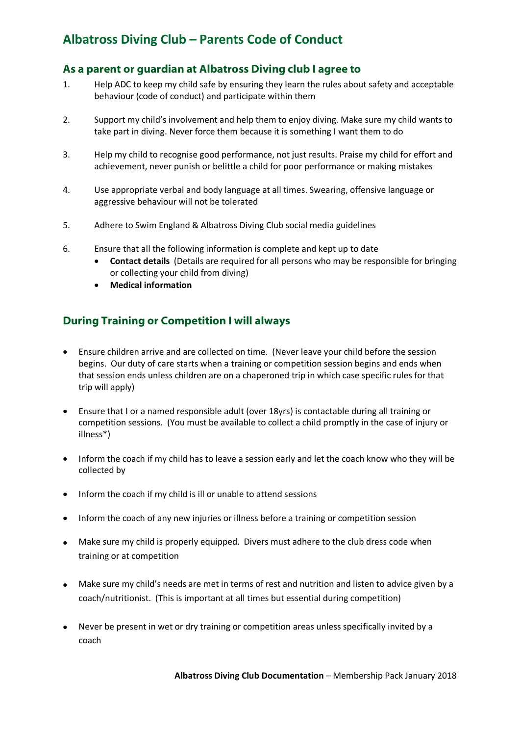# Albatross Diving Club – Parents Code of Conduct

## As a parent or guardian at Albatross Diving club I agree to

1. Help ADC to keep my child safe by ensuring they learn the rules about safety and acceptable behaviour (code of conduct) and participate within them

2. Support my child's involvement and help them to enjoy diving. Make sure my child wants to take part in diving. Never force them because it is something I want them to do

3. Help my child to recognise good performance, not just results. Praise my child for effort and achievement, never punish or belittle a child for poor performance or making mistakes

4. Use appropriate verbal and body language at all times. Swearing, offensive language or aggressive behaviour will not be tolerated

5. Adhere to Swim England & Albatross Diving Club social media guidelines

6. Ensure that all the following information is complete and kept up to date
   - **Contact details** (Details are required for all persons who may be responsible for bringing or collecting your child from diving)
   - **Medical information**

## During Training or Competition I will always

- Ensure children arrive and are collected on time. (Never leave your child before the session begins. Our duty of care starts when a training or competition session begins and ends when that session ends unless children are on a chaperoned trip in which case specific rules for that trip will apply)

- Ensure that I or a named responsible adult (over 18yrs) is contactable during all training or competition sessions. (You must be available to collect a child promptly in the case of injury or illness*)

- Inform the coach if my child has to leave a session early and let the coach know who they will be collected by

- Inform the coach if my child is ill or unable to attend sessions

- Inform the coach of any new injuries or illness before a training or competition session

- Make sure my child is properly equipped. Divers must adhere to the club dress code when training or at competition

- Make sure my child's needs are met in terms of rest and nutrition and listen to advice given by a coach/nutritionist. (This is important at all times but essential during competition)

- Never be present in wet or dry training or competition areas unless specifically invited by a coach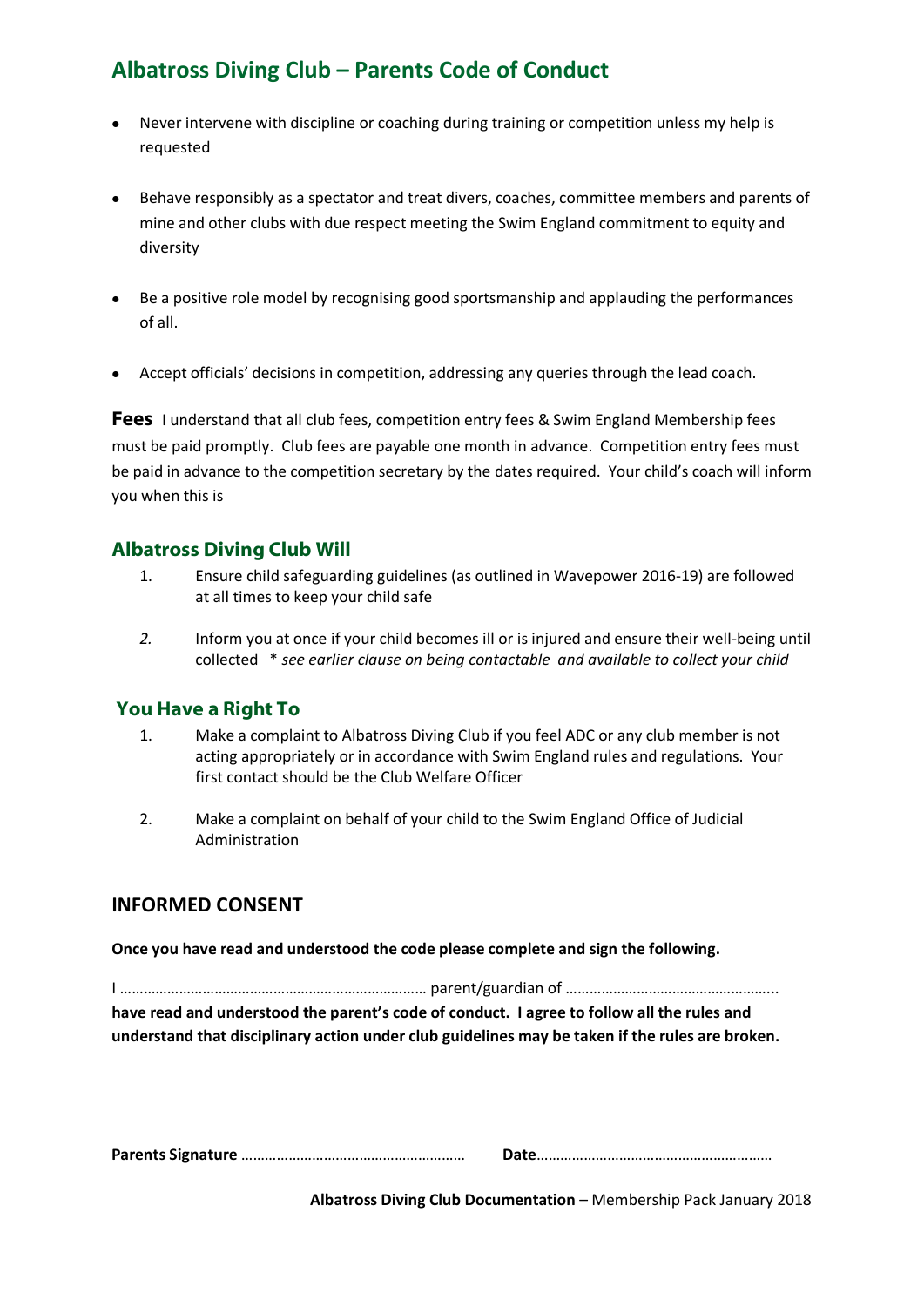## Albatross Diving Club – Parents Code of Conduct

- Never intervene with discipline or coaching during training or competition unless my help is requested
- Behave responsibly as a spectator and treat divers, coaches, committee members and parents of mine and other clubs with due respect meeting the Swim England commitment to equity and diversity
- Be a positive role model by recognising good sportsmanship and applauding the performances of all.
- Accept officials' decisions in competition, addressing any queries through the lead coach.

**Fees** I understand that all club fees, competition entry fees & Swim England Membership fees must be paid promptly. Club fees are payable one month in advance. Competition entry fees must be paid in advance to the competition secretary by the dates required. Your child's coach will inform you when this is

### Albatross Diving Club Will

1. Ensure child safeguarding guidelines (as outlined in Wavepower 2016-19) are followed at all times to keep your child safe
2. Inform you at once if your child becomes ill or is injured and ensure their well-being until collected * *see earlier clause on being contactable and available to collect your child*

### You Have a Right To

1. Make a complaint to Albatross Diving Club if you feel ADC or any club member is not acting appropriately or in accordance with Swim England rules and regulations. Your first contact should be the Club Welfare Officer
2. Make a complaint on behalf of your child to the Swim England Office of Judicial Administration

### INFORMED CONSENT

**Once you have read and understood the code please complete and sign the following.**

I ………………………………………………………………… parent/guardian of ……………………………………………..
**have read and understood the parent's code of conduct. I agree to follow all the rules and understand that disciplinary action under club guidelines may be taken if the rules are broken.**

**Parents Signature** ………………………………………………… **Date**……………………………………………………

**Albatross Diving Club Documentation** – Membership Pack January 2018